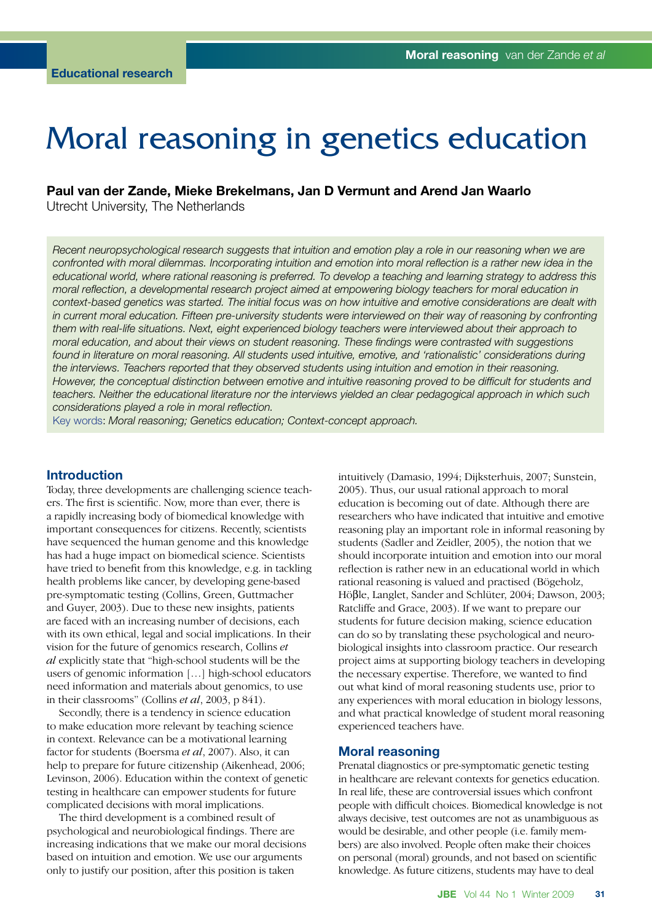Educational research

# Moral reasoning in genetics education

**Paul van der Zande, Mieke Brekelmans, Jan D Vermunt and Arend Jan Waarlo**
Utrecht University, The Netherlands

*Recent neuropsychological research suggests that intuition and emotion play a role in our reasoning when we are confronted with moral dilemmas. Incorporating intuition and emotion into moral reflection is a rather new idea in the educational world, where rational reasoning is preferred. To develop a teaching and learning strategy to address this moral reflection, a developmental research project aimed at empowering biology teachers for moral education in context-based genetics was started. The initial focus was on how intuitive and emotive considerations are dealt with in current moral education. Fifteen pre-university students were interviewed on their way of reasoning by confronting them with real-life situations. Next, eight experienced biology teachers were interviewed about their approach to moral education, and about their views on student reasoning. These findings were contrasted with suggestions found in literature on moral reasoning. All students used intuitive, emotive, and 'rationalistic' considerations during the interviews. Teachers reported that they observed students using intuition and emotion in their reasoning. However, the conceptual distinction between emotive and intuitive reasoning proved to be difficult for students and teachers. Neither the educational literature nor the interviews yielded an clear pedagogical approach in which such considerations played a role in moral reflection.*

Key words: *Moral reasoning; Genetics education; Context-concept approach.*

## Introduction

Today, three developments are challenging science teachers. The first is scientific. Now, more than ever, there is a rapidly increasing body of biomedical knowledge with important consequences for citizens. Recently, scientists have sequenced the human genome and this knowledge has had a huge impact on biomedical science. Scientists have tried to benefit from this knowledge, e.g. in tackling health problems like cancer, by developing gene-based pre-symptomatic testing (Collins, Green, Guttmacher and Guyer, 2003). Due to these new insights, patients are faced with an increasing number of decisions, each with its own ethical, legal and social implications. In their vision for the future of genomics research, Collins *et al* explicitly state that "high-school students will be the users of genomic information […] high-school educators need information and materials about genomics, to use in their classrooms" (Collins *et al*, 2003, p 841).

Secondly, there is a tendency in science education to make education more relevant by teaching science in context. Relevance can be a motivational learning factor for students (Boersma *et al*, 2007). Also, it can help to prepare for future citizenship (Aikenhead, 2006; Levinson, 2006). Education within the context of genetic testing in healthcare can empower students for future complicated decisions with moral implications.

The third development is a combined result of psychological and neurobiological findings. There are increasing indications that we make our moral decisions based on intuition and emotion. We use our arguments only to justify our position, after this position is taken intuitively (Damasio, 1994; Dijksterhuis, 2007; Sunstein, 2005). Thus, our usual rational approach to moral education is becoming out of date. Although there are researchers who have indicated that intuitive and emotive reasoning play an important role in informal reasoning by students (Sadler and Zeidler, 2005), the notion that we should incorporate intuition and emotion into our moral reflection is rather new in an educational world in which rational reasoning is valued and practised (Bögeholz, Höβle, Langlet, Sander and Schlüter, 2004; Dawson, 2003; Ratcliffe and Grace, 2003). If we want to prepare our students for future decision making, science education can do so by translating these psychological and neurobiological insights into classroom practice. Our research project aims at supporting biology teachers in developing the necessary expertise. Therefore, we wanted to find out what kind of moral reasoning students use, prior to any experiences with moral education in biology lessons, and what practical knowledge of student moral reasoning experienced teachers have.

## Moral reasoning

Prenatal diagnostics or pre-symptomatic genetic testing in healthcare are relevant contexts for genetics education. In real life, these are controversial issues which confront people with difficult choices. Biomedical knowledge is not always decisive, test outcomes are not as unambiguous as would be desirable, and other people (i.e. family members) are also involved. People often make their choices on personal (moral) grounds, and not based on scientific knowledge. As future citizens, students may have to deal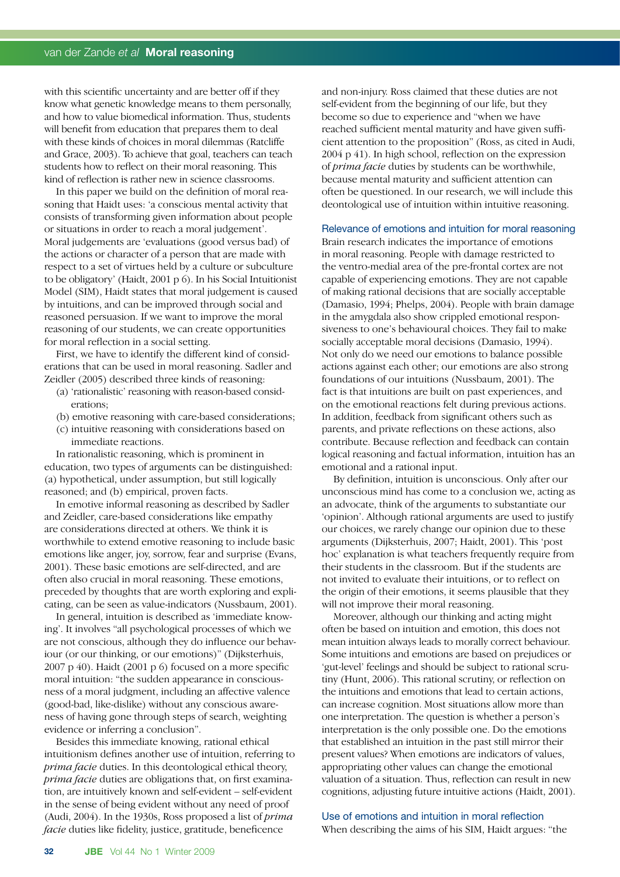with this scientific uncertainty and are better off if they know what genetic knowledge means to them personally, and how to value biomedical information. Thus, students will benefit from education that prepares them to deal with these kinds of choices in moral dilemmas (Ratcliffe and Grace, 2003). To achieve that goal, teachers can teach students how to reflect on their moral reasoning. This kind of reflection is rather new in science classrooms.

In this paper we build on the definition of moral reasoning that Haidt uses: 'a conscious mental activity that consists of transforming given information about people or situations in order to reach a moral judgement'. Moral judgements are 'evaluations (good versus bad) of the actions or character of a person that are made with respect to a set of virtues held by a culture or subculture to be obligatory' (Haidt, 2001 p 6). In his Social Intuitionist Model (SIM), Haidt states that moral judgement is caused by intuitions, and can be improved through social and reasoned persuasion. If we want to improve the moral reasoning of our students, we can create opportunities for moral reflection in a social setting.

First, we have to identify the different kind of considerations that can be used in moral reasoning. Sadler and Zeidler (2005) described three kinds of reasoning:

(a) 'rationalistic' reasoning with reason-based considerations;
(b) emotive reasoning with care-based considerations;
(c) intuitive reasoning with considerations based on immediate reactions.

In rationalistic reasoning, which is prominent in education, two types of arguments can be distinguished: (a) hypothetical, under assumption, but still logically reasoned; and (b) empirical, proven facts.

In emotive informal reasoning as described by Sadler and Zeidler, care-based considerations like empathy are considerations directed at others. We think it is worthwhile to extend emotive reasoning to include basic emotions like anger, joy, sorrow, fear and surprise (Evans, 2001). These basic emotions are self-directed, and are often also crucial in moral reasoning. These emotions, preceded by thoughts that are worth exploring and explicating, can be seen as value-indicators (Nussbaum, 2001).

In general, intuition is described as 'immediate knowing'. It involves "all psychological processes of which we are not conscious, although they do influence our behaviour (or our thinking, or our emotions)" (Dijksterhuis, 2007 p 40). Haidt (2001 p 6) focused on a more specific moral intuition: "the sudden appearance in consciousness of a moral judgment, including an affective valence (good-bad, like-dislike) without any conscious awareness of having gone through steps of search, weighting evidence or inferring a conclusion".

Besides this immediate knowing, rational ethical intuitionism defines another use of intuition, referring to *prima facie* duties. In this deontological ethical theory, *prima facie* duties are obligations that, on first examination, are intuitively known and self-evident – self-evident in the sense of being evident without any need of proof (Audi, 2004). In the 1930s, Ross proposed a list of *prima facie* duties like fidelity, justice, gratitude, beneficence and non-injury. Ross claimed that these duties are not self-evident from the beginning of our life, but they become so due to experience and "when we have reached sufficient mental maturity and have given sufficient attention to the proposition" (Ross, as cited in Audi, 2004 p 41). In high school, reflection on the expression of *prima facie* duties by students can be worthwhile, because mental maturity and sufficient attention can often be questioned. In our research, we will include this deontological use of intuition within intuitive reasoning.

### Relevance of emotions and intuition for moral reasoning

Brain research indicates the importance of emotions in moral reasoning. People with damage restricted to the ventro-medial area of the pre-frontal cortex are not capable of experiencing emotions. They are not capable of making rational decisions that are socially acceptable (Damasio, 1994; Phelps, 2004). People with brain damage in the amygdala also show crippled emotional responsiveness to one's behavioural choices. They fail to make socially acceptable moral decisions (Damasio, 1994). Not only do we need our emotions to balance possible actions against each other; our emotions are also strong foundations of our intuitions (Nussbaum, 2001). The fact is that intuitions are built on past experiences, and on the emotional reactions felt during previous actions. In addition, feedback from significant others such as parents, and private reflections on these actions, also contribute. Because reflection and feedback can contain logical reasoning and factual information, intuition has an emotional and a rational input.

By definition, intuition is unconscious. Only after our unconscious mind has come to a conclusion we, acting as an advocate, think of the arguments to substantiate our 'opinion'. Although rational arguments are used to justify our choices, we rarely change our opinion due to these arguments (Dijksterhuis, 2007; Haidt, 2001). This 'post hoc' explanation is what teachers frequently require from their students in the classroom. But if the students are not invited to evaluate their intuitions, or to reflect on the origin of their emotions, it seems plausible that they will not improve their moral reasoning.

Moreover, although our thinking and acting might often be based on intuition and emotion, this does not mean intuition always leads to morally correct behaviour. Some intuitions and emotions are based on prejudices or 'gut-level' feelings and should be subject to rational scrutiny (Hunt, 2006). This rational scrutiny, or reflection on the intuitions and emotions that lead to certain actions, can increase cognition. Most situations allow more than one interpretation. The question is whether a person's interpretation is the only possible one. Do the emotions that established an intuition in the past still mirror their present values? When emotions are indicators of values, appropriating other values can change the emotional valuation of a situation. Thus, reflection can result in new cognitions, adjusting future intuitive actions (Haidt, 2001).

### Use of emotions and intuition in moral reflection

When describing the aims of his SIM, Haidt argues: "the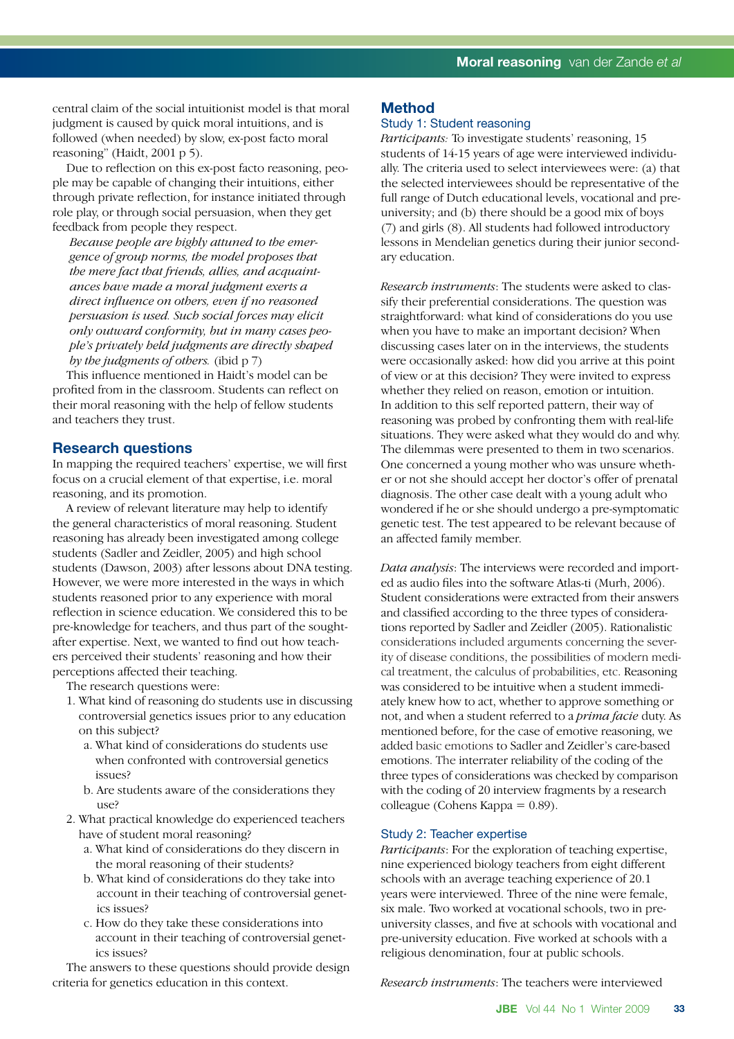central claim of the social intuitionist model is that moral judgment is caused by quick moral intuitions, and is followed (when needed) by slow, ex-post facto moral reasoning" (Haidt, 2001 p 5).

Due to reflection on this ex-post facto reasoning, people may be capable of changing their intuitions, either through private reflection, for instance initiated through role play, or through social persuasion, when they get feedback from people they respect.

> *Because people are highly attuned to the emergence of group norms, the model proposes that the mere fact that friends, allies, and acquaintances have made a moral judgment exerts a direct influence on others, even if no reasoned persuasion is used. Such social forces may elicit only outward conformity, but in many cases people's privately held judgments are directly shaped by the judgments of others.* (ibid p 7)

This influence mentioned in Haidt's model can be profited from in the classroom. Students can reflect on their moral reasoning with the help of fellow students and teachers they trust.

## Research questions

In mapping the required teachers' expertise, we will first focus on a crucial element of that expertise, i.e. moral reasoning, and its promotion.

A review of relevant literature may help to identify the general characteristics of moral reasoning. Student reasoning has already been investigated among college students (Sadler and Zeidler, 2005) and high school students (Dawson, 2003) after lessons about DNA testing. However, we were more interested in the ways in which students reasoned prior to any experience with moral reflection in science education. We considered this to be pre-knowledge for teachers, and thus part of the sought-after expertise. Next, we wanted to find out how teachers perceived their students' reasoning and how their perceptions affected their teaching.

The research questions were:

1. What kind of reasoning do students use in discussing controversial genetics issues prior to any education on this subject?
   a. What kind of considerations do students use when confronted with controversial genetics issues?
   b. Are students aware of the considerations they use?
2. What practical knowledge do experienced teachers have of student moral reasoning?
   a. What kind of considerations do they discern in the moral reasoning of their students?
   b. What kind of considerations do they take into account in their teaching of controversial genetics issues?
   c. How do they take these considerations into account in their teaching of controversial genetics issues?

The answers to these questions should provide design criteria for genetics education in this context.

## Method

### Study 1: Student reasoning

*Participants:* To investigate students' reasoning, 15 students of 14-15 years of age were interviewed individually. The criteria used to select interviewees were: (a) that the selected interviewees should be representative of the full range of Dutch educational levels, vocational and pre-university; and (b) there should be a good mix of boys (7) and girls (8). All students had followed introductory lessons in Mendelian genetics during their junior secondary education.

*Research instruments*: The students were asked to classify their preferential considerations. The question was straightforward: what kind of considerations do you use when you have to make an important decision? When discussing cases later on in the interviews, the students were occasionally asked: how did you arrive at this point of view or at this decision? They were invited to express whether they relied on reason, emotion or intuition. In addition to this self reported pattern, their way of reasoning was probed by confronting them with real-life situations. They were asked what they would do and why. The dilemmas were presented to them in two scenarios. One concerned a young mother who was unsure whether or not she should accept her doctor's offer of prenatal diagnosis. The other case dealt with a young adult who wondered if he or she should undergo a pre-symptomatic genetic test. The test appeared to be relevant because of an affected family member.

*Data analysis*: The interviews were recorded and imported as audio files into the software Atlas-ti (Murh, 2006). Student considerations were extracted from their answers and classified according to the three types of considerations reported by Sadler and Zeidler (2005). Rationalistic considerations included arguments concerning the severity of disease conditions, the possibilities of modern medical treatment, the calculus of probabilities, etc. Reasoning was considered to be intuitive when a student immediately knew how to act, whether to approve something or not, and when a student referred to a *prima facie* duty. As mentioned before, for the case of emotive reasoning, we added basic emotions to Sadler and Zeidler's care-based emotions. The interrater reliability of the coding of the three types of considerations was checked by comparison with the coding of 20 interview fragments by a research colleague (Cohens Kappa = 0.89).

### Study 2: Teacher expertise

*Participants*: For the exploration of teaching expertise, nine experienced biology teachers from eight different schools with an average teaching experience of 20.1 years were interviewed. Three of the nine were female, six male. Two worked at vocational schools, two in pre-university classes, and five at schools with vocational and pre-university education. Five worked at schools with a religious denomination, four at public schools.

*Research instruments*: The teachers were interviewed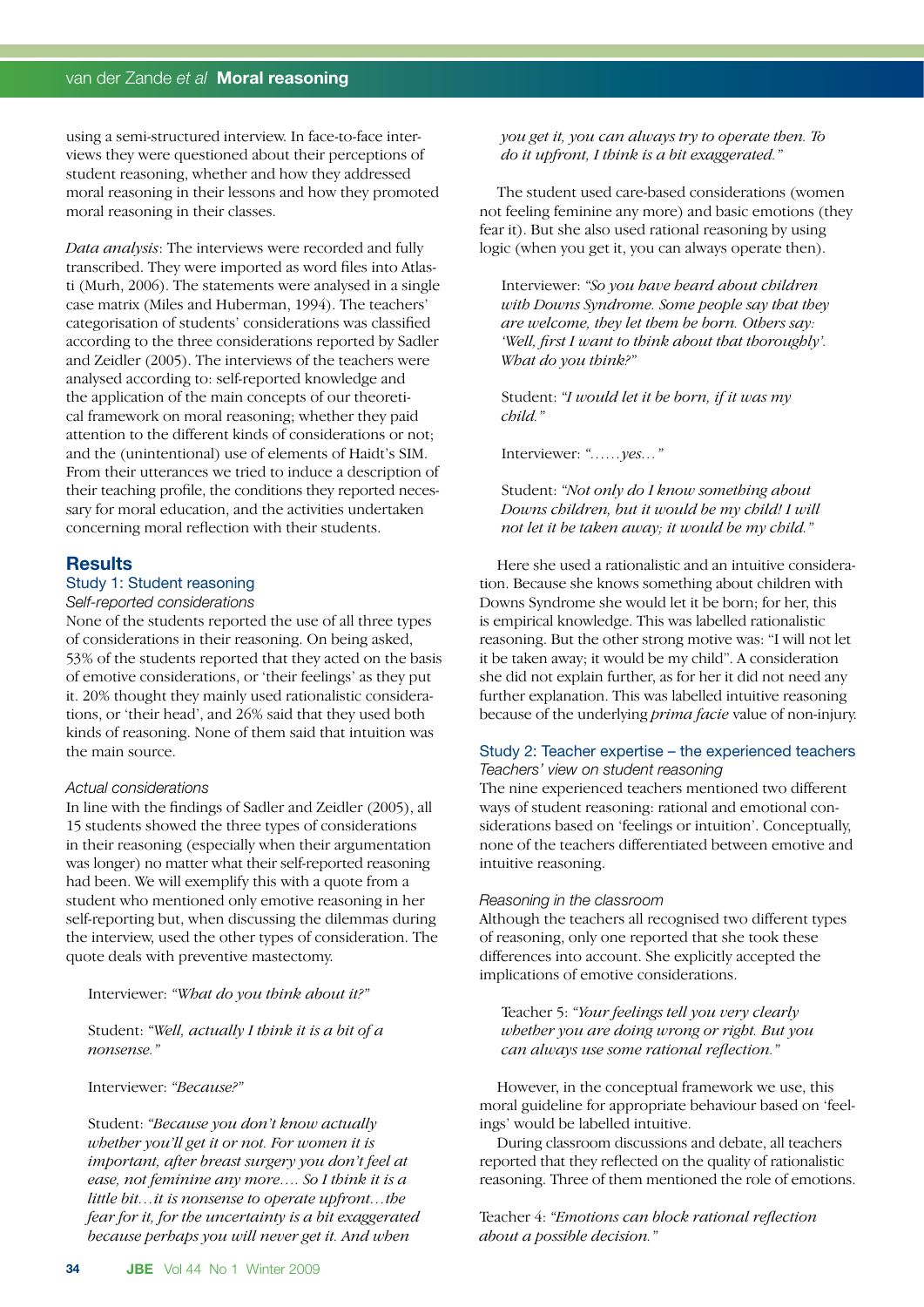using a semi-structured interview. In face-to-face interviews they were questioned about their perceptions of student reasoning, whether and how they addressed moral reasoning in their lessons and how they promoted moral reasoning in their classes.

*Data analysis*: The interviews were recorded and fully transcribed. They were imported as word files into Atlas-ti (Murh, 2006). The statements were analysed in a single case matrix (Miles and Huberman, 1994). The teachers' categorisation of students' considerations was classified according to the three considerations reported by Sadler and Zeidler (2005). The interviews of the teachers were analysed according to: self-reported knowledge and the application of the main concepts of our theoretical framework on moral reasoning; whether they paid attention to the different kinds of considerations or not; and the (unintentional) use of elements of Haidt's SIM. From their utterances we tried to induce a description of their teaching profile, the conditions they reported necessary for moral education, and the activities undertaken concerning moral reflection with their students.

## Results

### Study 1: Student reasoning

*Self-reported considerations*

None of the students reported the use of all three types of considerations in their reasoning. On being asked, 53% of the students reported that they acted on the basis of emotive considerations, or 'their feelings' as they put it. 20% thought they mainly used rationalistic considerations, or 'their head', and 26% said that they used both kinds of reasoning. None of them said that intuition was the main source.

*Actual considerations*

In line with the findings of Sadler and Zeidler (2005), all 15 students showed the three types of considerations in their reasoning (especially when their argumentation was longer) no matter what their self-reported reasoning had been. We will exemplify this with a quote from a student who mentioned only emotive reasoning in her self-reporting but, when discussing the dilemmas during the interview, used the other types of consideration. The quote deals with preventive mastectomy.

> Interviewer: *"What do you think about it?"*
>
> Student: *"Well, actually I think it is a bit of a nonsense."*
>
> Interviewer: *"Because?"*
>
> Student: *"Because you don't know actually whether you'll get it or not. For women it is important, after breast surgery you don't feel at ease, not feminine any more…. So I think it is a little bit…it is nonsense to operate upfront…the fear for it, for the uncertainty is a bit exaggerated because perhaps you will never get it. And when you get it, you can always try to operate then. To do it upfront, I think is a bit exaggerated."*

The student used care-based considerations (women not feeling feminine any more) and basic emotions (they fear it). But she also used rational reasoning by using logic (when you get it, you can always operate then).

> Interviewer: *"So you have heard about children with Downs Syndrome. Some people say that they are welcome, they let them be born. Others say: 'Well, first I want to think about that thoroughly'. What do you think?"*
>
> Student: *"I would let it be born, if it was my child."*
>
> Interviewer: *"……yes…"*
>
> Student: *"Not only do I know something about Downs children, but it would be my child! I will not let it be taken away; it would be my child."*

Here she used a rationalistic and an intuitive consideration. Because she knows something about children with Downs Syndrome she would let it be born; for her, this is empirical knowledge. This was labelled rationalistic reasoning. But the other strong motive was: "I will not let it be taken away; it would be my child". A consideration she did not explain further, as for her it did not need any further explanation. This was labelled intuitive reasoning because of the underlying *prima facie* value of non-injury.

### Study 2: Teacher expertise – the experienced teachers

*Teachers' view on student reasoning*

The nine experienced teachers mentioned two different ways of student reasoning: rational and emotional considerations based on 'feelings or intuition'. Conceptually, none of the teachers differentiated between emotive and intuitive reasoning.

*Reasoning in the classroom*

Although the teachers all recognised two different types of reasoning, only one reported that she took these differences into account. She explicitly accepted the implications of emotive considerations.

> Teacher 5: *"Your feelings tell you very clearly whether you are doing wrong or right. But you can always use some rational reflection."*

However, in the conceptual framework we use, this moral guideline for appropriate behaviour based on 'feelings' would be labelled intuitive.

During classroom discussions and debate, all teachers reported that they reflected on the quality of rationalistic reasoning. Three of them mentioned the role of emotions.

Teacher 4: *"Emotions can block rational reflection about a possible decision."*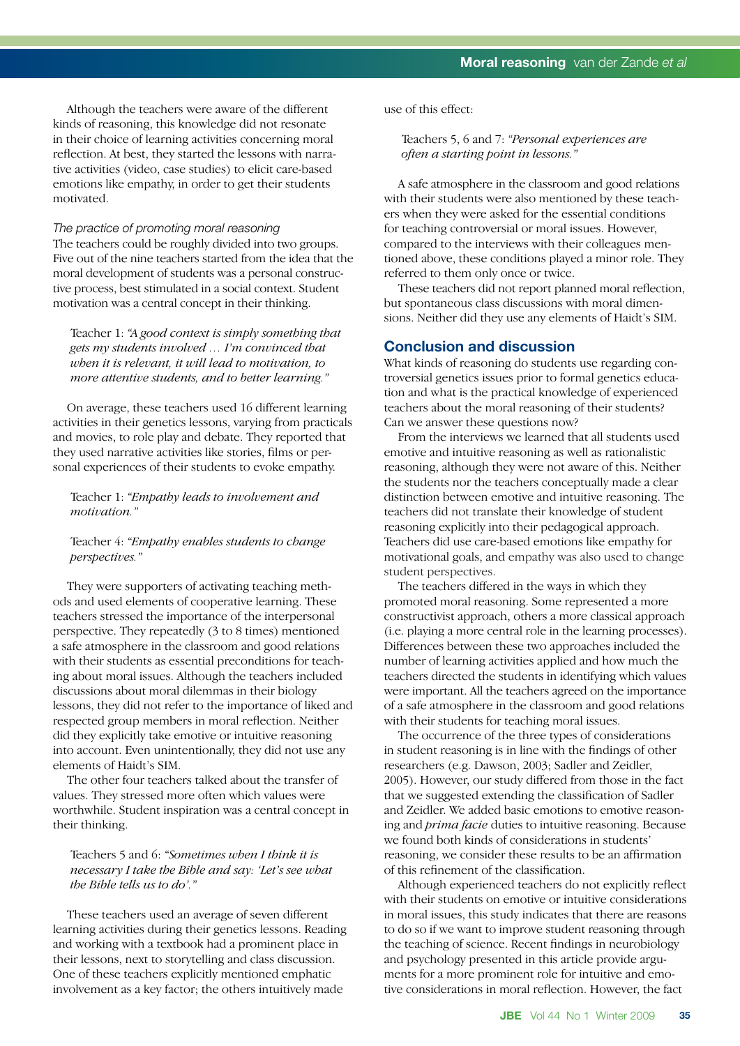Although the teachers were aware of the different kinds of reasoning, this knowledge did not resonate in their choice of learning activities concerning moral reflection. At best, they started the lessons with narrative activities (video, case studies) to elicit care-based emotions like empathy, in order to get their students motivated.

*The practice of promoting moral reasoning*

The teachers could be roughly divided into two groups. Five out of the nine teachers started from the idea that the moral development of students was a personal constructive process, best stimulated in a social context. Student motivation was a central concept in their thinking.

> Teacher 1: *"A good context is simply something that gets my students involved … I'm convinced that when it is relevant, it will lead to motivation, to more attentive students, and to better learning."*

On average, these teachers used 16 different learning activities in their genetics lessons, varying from practicals and movies, to role play and debate. They reported that they used narrative activities like stories, films or personal experiences of their students to evoke empathy.

> Teacher 1: *"Empathy leads to involvement and motivation."*

> Teacher 4: *"Empathy enables students to change perspectives."*

They were supporters of activating teaching methods and used elements of cooperative learning. These teachers stressed the importance of the interpersonal perspective. They repeatedly (3 to 8 times) mentioned a safe atmosphere in the classroom and good relations with their students as essential preconditions for teaching about moral issues. Although the teachers included discussions about moral dilemmas in their biology lessons, they did not refer to the importance of liked and respected group members in moral reflection. Neither did they explicitly take emotive or intuitive reasoning into account. Even unintentionally, they did not use any elements of Haidt's SIM.

The other four teachers talked about the transfer of values. They stressed more often which values were worthwhile. Student inspiration was a central concept in their thinking.

> Teachers 5 and 6: *"Sometimes when I think it is necessary I take the Bible and say: 'Let's see what the Bible tells us to do'."*

These teachers used an average of seven different learning activities during their genetics lessons. Reading and working with a textbook had a prominent place in their lessons, next to storytelling and class discussion. One of these teachers explicitly mentioned emphatic involvement as a key factor; the others intuitively made use of this effect:

> Teachers 5, 6 and 7: *"Personal experiences are often a starting point in lessons."*

A safe atmosphere in the classroom and good relations with their students were also mentioned by these teachers when they were asked for the essential conditions for teaching controversial or moral issues. However, compared to the interviews with their colleagues mentioned above, these conditions played a minor role. They referred to them only once or twice.

These teachers did not report planned moral reflection, but spontaneous class discussions with moral dimensions. Neither did they use any elements of Haidt's SIM.

## Conclusion and discussion

What kinds of reasoning do students use regarding controversial genetics issues prior to formal genetics education and what is the practical knowledge of experienced teachers about the moral reasoning of their students? Can we answer these questions now?

From the interviews we learned that all students used emotive and intuitive reasoning as well as rationalistic reasoning, although they were not aware of this. Neither the students nor the teachers conceptually made a clear distinction between emotive and intuitive reasoning. The teachers did not translate their knowledge of student reasoning explicitly into their pedagogical approach. Teachers did use care-based emotions like empathy for motivational goals, and empathy was also used to change student perspectives.

The teachers differed in the ways in which they promoted moral reasoning. Some represented a more constructivist approach, others a more classical approach (i.e. playing a more central role in the learning processes). Differences between these two approaches included the number of learning activities applied and how much the teachers directed the students in identifying which values were important. All the teachers agreed on the importance of a safe atmosphere in the classroom and good relations with their students for teaching moral issues.

The occurrence of the three types of considerations in student reasoning is in line with the findings of other researchers (e.g. Dawson, 2003; Sadler and Zeidler, 2005). However, our study differed from those in the fact that we suggested extending the classification of Sadler and Zeidler. We added basic emotions to emotive reasoning and *prima facie* duties to intuitive reasoning. Because we found both kinds of considerations in students' reasoning, we consider these results to be an affirmation of this refinement of the classification.

Although experienced teachers do not explicitly reflect with their students on emotive or intuitive considerations in moral issues, this study indicates that there are reasons to do so if we want to improve student reasoning through the teaching of science. Recent findings in neurobiology and psychology presented in this article provide arguments for a more prominent role for intuitive and emotive considerations in moral reflection. However, the fact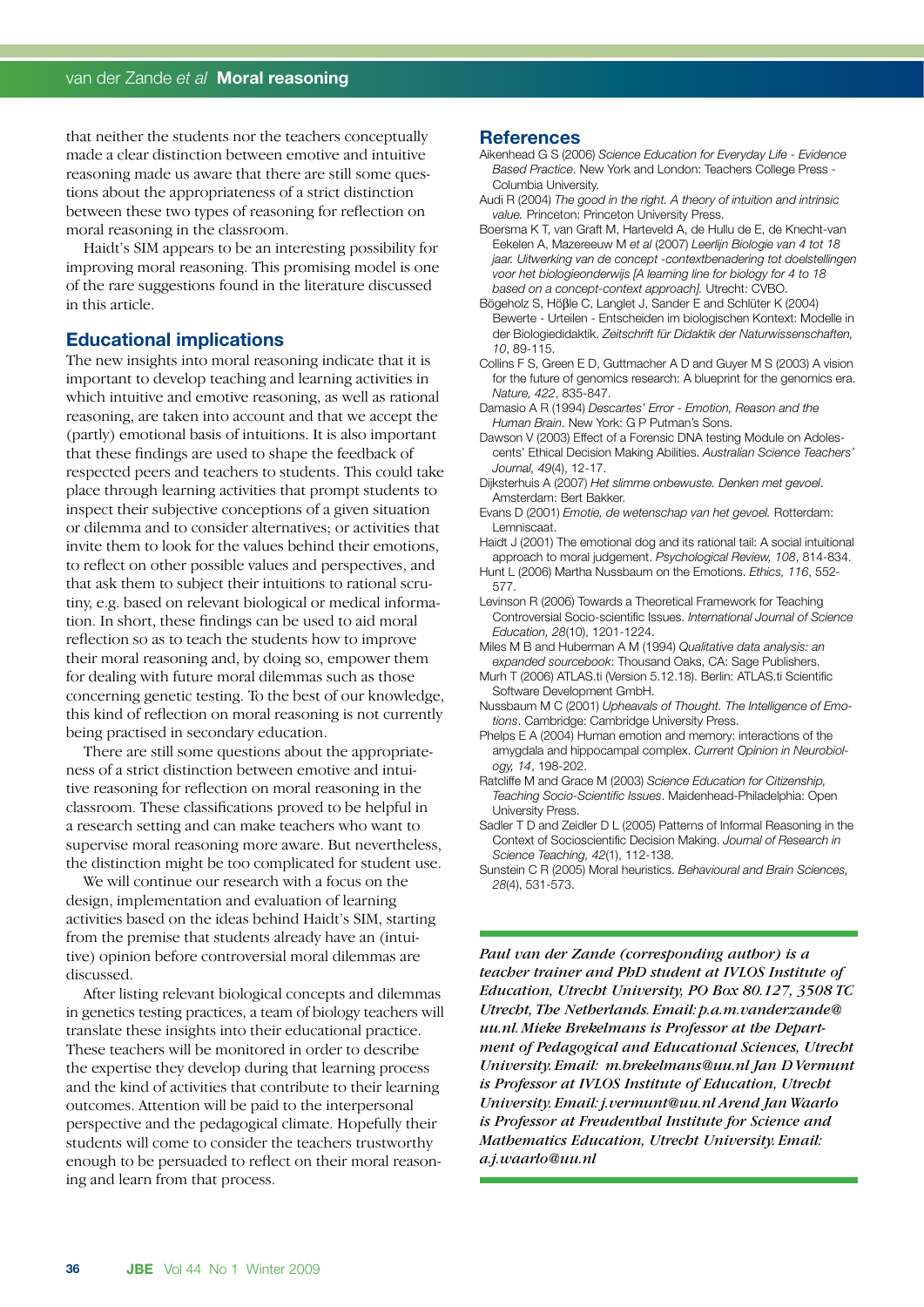that neither the students nor the teachers conceptually made a clear distinction between emotive and intuitive reasoning made us aware that there are still some questions about the appropriateness of a strict distinction between these two types of reasoning for reflection on moral reasoning in the classroom.

Haidt's SIM appears to be an interesting possibility for improving moral reasoning. This promising model is one of the rare suggestions found in the literature discussed in this article.

## Educational implications

The new insights into moral reasoning indicate that it is important to develop teaching and learning activities in which intuitive and emotive reasoning, as well as rational reasoning, are taken into account and that we accept the (partly) emotional basis of intuitions. It is also important that these findings are used to shape the feedback of respected peers and teachers to students. This could take place through learning activities that prompt students to inspect their subjective conceptions of a given situation or dilemma and to consider alternatives; or activities that invite them to look for the values behind their emotions, to reflect on other possible values and perspectives, and that ask them to subject their intuitions to rational scrutiny, e.g. based on relevant biological or medical information. In short, these findings can be used to aid moral reflection so as to teach the students how to improve their moral reasoning and, by doing so, empower them for dealing with future moral dilemmas such as those concerning genetic testing. To the best of our knowledge, this kind of reflection on moral reasoning is not currently being practised in secondary education.

There are still some questions about the appropriateness of a strict distinction between emotive and intuitive reasoning for reflection on moral reasoning in the classroom. These classifications proved to be helpful in a research setting and can make teachers who want to supervise moral reasoning more aware. But nevertheless, the distinction might be too complicated for student use.

We will continue our research with a focus on the design, implementation and evaluation of learning activities based on the ideas behind Haidt's SIM, starting from the premise that students already have an (intuitive) opinion before controversial moral dilemmas are discussed.

After listing relevant biological concepts and dilemmas in genetics testing practices, a team of biology teachers will translate these insights into their educational practice. These teachers will be monitored in order to describe the expertise they develop during that learning process and the kind of activities that contribute to their learning outcomes. Attention will be paid to the interpersonal perspective and the pedagogical climate. Hopefully their students will come to consider the teachers trustworthy enough to be persuaded to reflect on their moral reasoning and learn from that process.

## References

Aikenhead G S (2006) *Science Education for Everyday Life - Evidence Based Practice*. New York and London: Teachers College Press - Columbia University.

Audi R (2004) *The good in the right. A theory of intuition and intrinsic value.* Princeton: Princeton University Press.

Boersma K T, van Graft M, Harteveld A, de Hullu de E, de Knecht-van Eekelen A, Mazereeuw M *et al* (2007) *Leerlijn Biologie van 4 tot 18 jaar. Uitwerking van de concept -contextbenadering tot doelstellingen voor het biologieonderwijs [A learning line for biology for 4 to 18 based on a concept-context approach].* Utrecht: CVBO.

Bögeholz S, Höβle C, Langlet J, Sander E and Schlüter K (2004) Bewerte - Urteilen - Entscheiden im biologischen Kontext: Modelle in der Biologiedidaktik. *Zeitschrift für Didaktik der Naturwissenschaften, 10*, 89-115.

Collins F S, Green E D, Guttmacher A D and Guyer M S (2003) A vision for the future of genomics research: A blueprint for the genomics era. *Nature, 422*, 835-847.

Damasio A R (1994) *Descartes' Error - Emotion, Reason and the Human Brain*. New York: G P Putman's Sons.

Dawson V (2003) Effect of a Forensic DNA testing Module on Adolescents' Ethical Decision Making Abilities. *Australian Science Teachers' Journal, 49*(4), 12-17.

Dijksterhuis A (2007) *Het slimme onbewuste. Denken met gevoel*. Amsterdam: Bert Bakker.

Evans D (2001) *Emotie, de wetenschap van het gevoel.* Rotterdam: Lemniscaat.

Haidt J (2001) The emotional dog and its rational tail: A social intuitional approach to moral judgement. *Psychological Review, 108*, 814-834.

Hunt L (2006) Martha Nussbaum on the Emotions. *Ethics, 116*, 552-577.

Levinson R (2006) Towards a Theoretical Framework for Teaching Controversial Socio-scientific Issues. *International Journal of Science Education, 28*(10), 1201-1224.

Miles M B and Huberman A M (1994) *Qualitative data analysis: an expanded sourcebook*: Thousand Oaks, CA: Sage Publishers.

Murh T (2006) ATLAS.ti (Version 5.12.18). Berlin: ATLAS.ti Scientific Software Development GmbH.

Nussbaum M C (2001) *Upheavals of Thought. The Intelligence of Emotions*. Cambridge: Cambridge University Press.

Phelps E A (2004) Human emotion and memory: interactions of the amygdala and hippocampal complex. *Current Opinion in Neurobiology, 14*, 198-202.

Ratcliffe M and Grace M (2003) *Science Education for Citizenship, Teaching Socio-Scientific Issues*. Maidenhead-Philadelphia: Open University Press.

Sadler T D and Zeidler D L (2005) Patterns of Informal Reasoning in the Context of Socioscientific Decision Making. *Journal of Research in Science Teaching, 42*(1), 112-138.

Sunstein C R (2005) Moral heuristics. *Behavioural and Brain Sciences, 28*(4), 531-573.

*Paul van der Zande (corresponding author) is a teacher trainer and PhD student at IVLOS Institute of Education, Utrecht University, PO Box 80.127, 3508 TC Utrecht, The Netherlands. Email: p.a.m.vanderzande@uu.nl. Mieke Brekelmans is Professor at the Department of Pedagogical and Educational Sciences, Utrecht University. Email: m.brekelmans@uu.nl Jan D Vermunt is Professor at IVLOS Institute of Education, Utrecht University. Email: j.vermunt@uu.nl Arend Jan Waarlo is Professor at Freudenthal Institute for Science and Mathematics Education, Utrecht University. Email: a.j.waarlo@uu.nl*